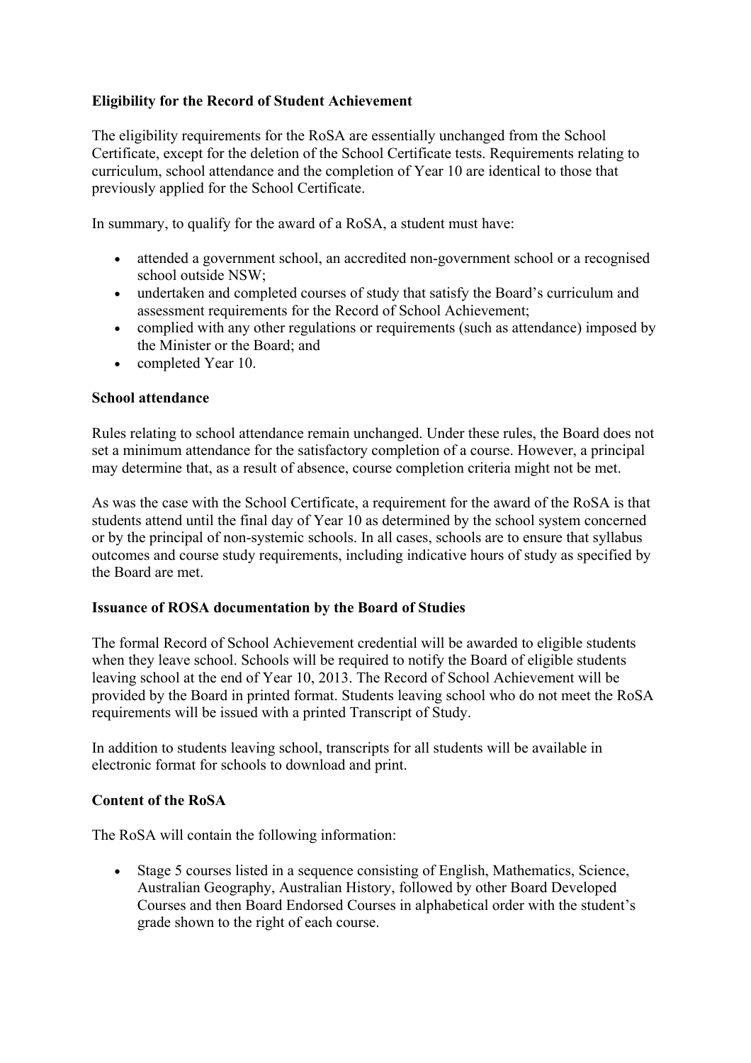**Eligibility for the Record of Student Achievement**

The eligibility requirements for the RoSA are essentially unchanged from the School Certificate, except for the deletion of the School Certificate tests. Requirements relating to curriculum, school attendance and the completion of Year 10 are identical to those that previously applied for the School Certificate.

In summary, to qualify for the award of a RoSA, a student must have:

- attended a government school, an accredited non-government school or a recognised school outside NSW;
- undertaken and completed courses of study that satisfy the Board's curriculum and assessment requirements for the Record of School Achievement;
- complied with any other regulations or requirements (such as attendance) imposed by the Minister or the Board; and
- completed Year 10.

**School attendance**

Rules relating to school attendance remain unchanged. Under these rules, the Board does not set a minimum attendance for the satisfactory completion of a course. However, a principal may determine that, as a result of absence, course completion criteria might not be met.

As was the case with the School Certificate, a requirement for the award of the RoSA is that students attend until the final day of Year 10 as determined by the school system concerned or by the principal of non-systemic schools. In all cases, schools are to ensure that syllabus outcomes and course study requirements, including indicative hours of study as specified by the Board are met.

**Issuance of ROSA documentation by the Board of Studies**

The formal Record of School Achievement credential will be awarded to eligible students when they leave school. Schools will be required to notify the Board of eligible students leaving school at the end of Year 10, 2013. The Record of School Achievement will be provided by the Board in printed format. Students leaving school who do not meet the RoSA requirements will be issued with a printed Transcript of Study.

In addition to students leaving school, transcripts for all students will be available in electronic format for schools to download and print.

**Content of the RoSA**

The RoSA will contain the following information:

- Stage 5 courses listed in a sequence consisting of English, Mathematics, Science, Australian Geography, Australian History, followed by other Board Developed Courses and then Board Endorsed Courses in alphabetical order with the student's grade shown to the right of each course.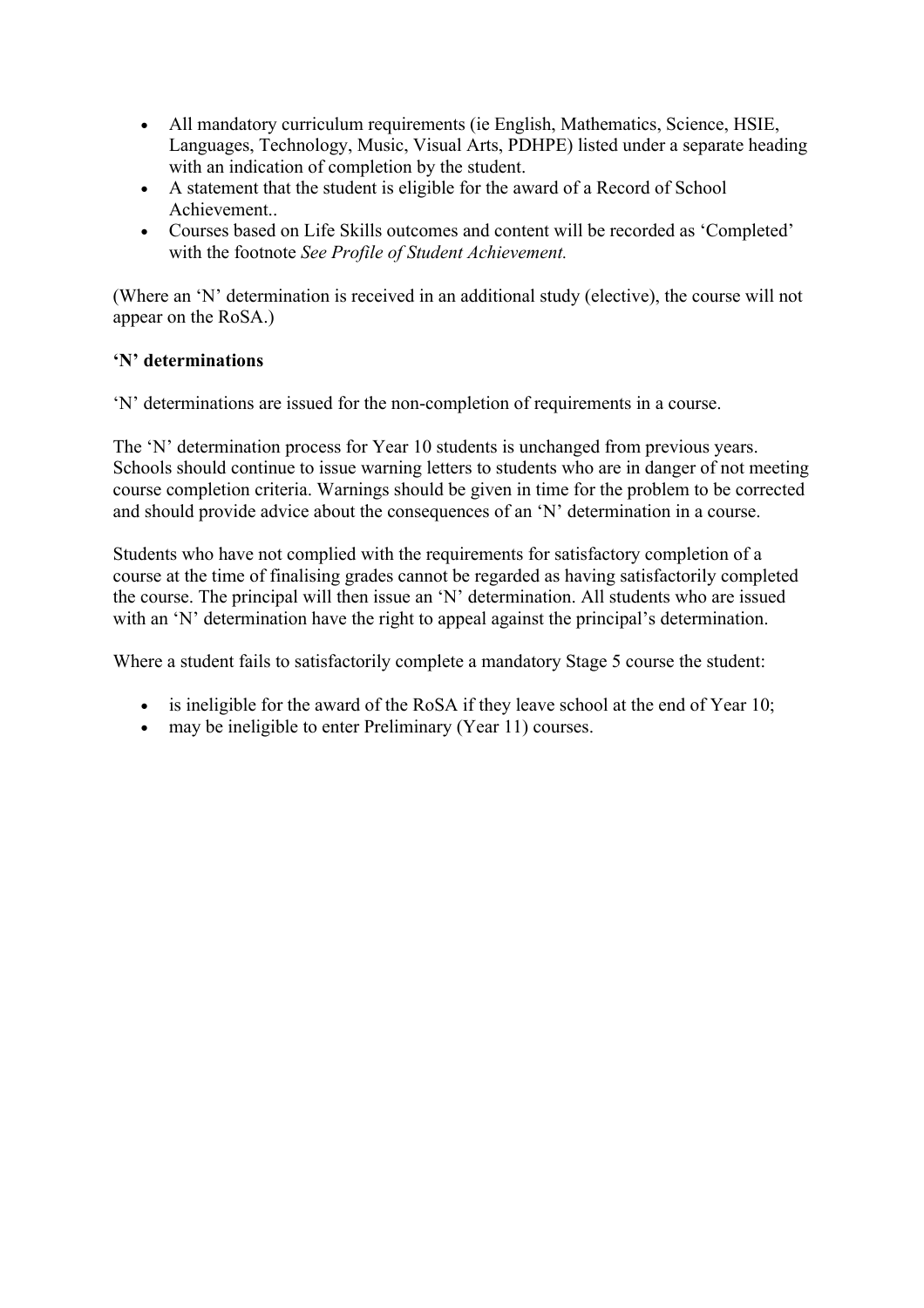- All mandatory curriculum requirements (ie English, Mathematics, Science, HSIE, Languages, Technology, Music, Visual Arts, PDHPE) listed under a separate heading with an indication of completion by the student.
- A statement that the student is eligible for the award of a Record of School Achievement..
- Courses based on Life Skills outcomes and content will be recorded as 'Completed' with the footnote *See Profile of Student Achievement.*

(Where an 'N' determination is received in an additional study (elective), the course will not appear on the RoSA.)

**'N' determinations**

'N' determinations are issued for the non-completion of requirements in a course.

The 'N' determination process for Year 10 students is unchanged from previous years. Schools should continue to issue warning letters to students who are in danger of not meeting course completion criteria. Warnings should be given in time for the problem to be corrected and should provide advice about the consequences of an 'N' determination in a course.

Students who have not complied with the requirements for satisfactory completion of a course at the time of finalising grades cannot be regarded as having satisfactorily completed the course. The principal will then issue an 'N' determination. All students who are issued with an 'N' determination have the right to appeal against the principal's determination.

Where a student fails to satisfactorily complete a mandatory Stage 5 course the student:

- is ineligible for the award of the RoSA if they leave school at the end of Year 10;
- may be ineligible to enter Preliminary (Year 11) courses.